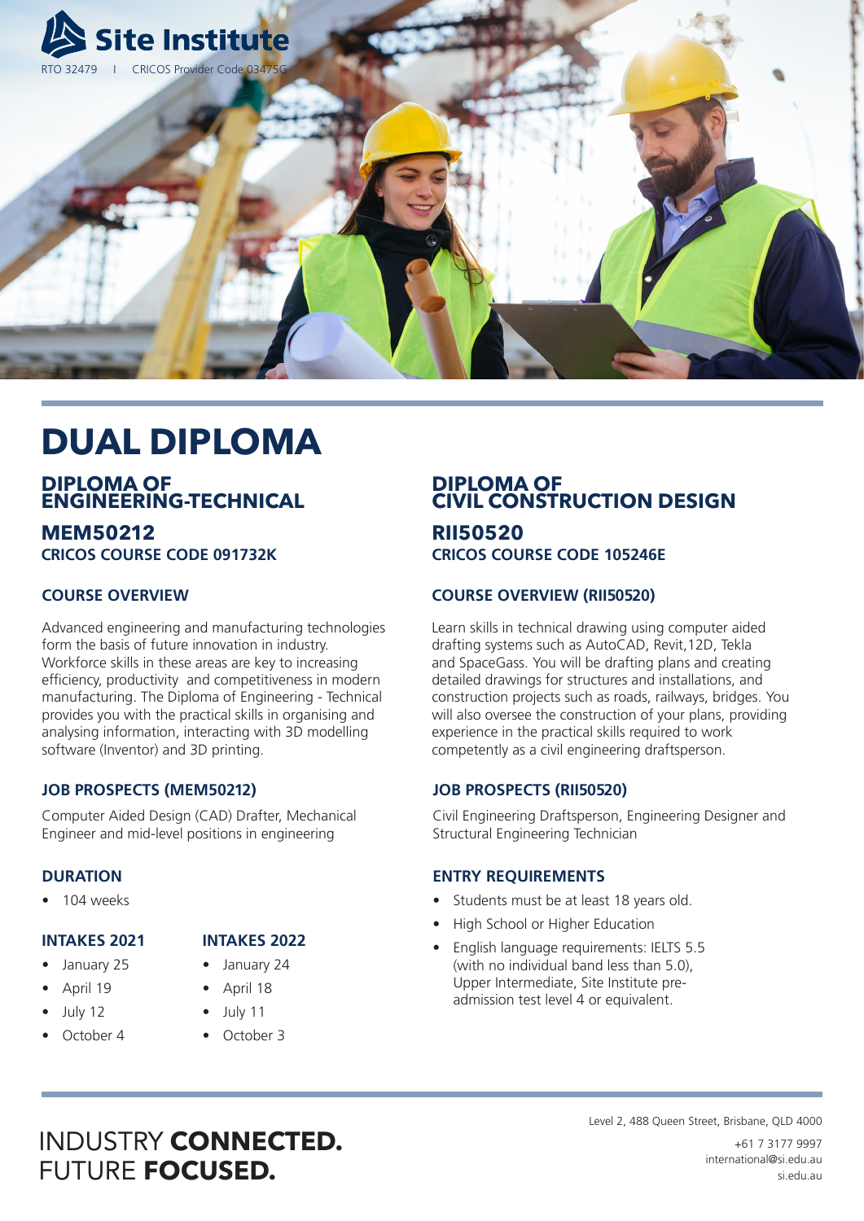# Site Institute

RTO 32479 | CRICOS Provider Code 03475G

# DUAL DIPLOMA

## DIPLOMA OF ENGINEERING-TECHNICAL

## MEM50212

**CRICOS COURSE CODE 091732K**

### COURSE OVERVIEW

Advanced engineering and manufacturing technologies form the basis of future innovation in industry. Workforce skills in these areas are key to increasing efficiency, productivity and competitiveness in modern manufacturing. The Diploma of Engineering - Technical provides you with the practical skills in organising and analysing information, interacting with 3D modelling software (Inventor) and 3D printing.

### JOB PROSPECTS (MEM50212)

Computer Aided Design (CAD) Drafter, Mechanical Engineer and mid-level positions in engineering

### DURATION

- 104 weeks

### INTAKES 2021

- January 25
- April 19
- July 12
- October 4

### INTAKES 2022

- January 24
- April 18
- July 11
- October 3

## DIPLOMA OF CIVIL CONSTRUCTION DESIGN

## RII50520

**CRICOS COURSE CODE 105246E**

### COURSE OVERVIEW (RII50520)

Learn skills in technical drawing using computer aided drafting systems such as AutoCAD, Revit,12D, Tekla and SpaceGass. You will be drafting plans and creating detailed drawings for structures and installations, and construction projects such as roads, railways, bridges. You will also oversee the construction of your plans, providing experience in the practical skills required to work competently as a civil engineering draftsperson.

### JOB PROSPECTS (RII50520)

Civil Engineering Draftsperson, Engineering Designer and Structural Engineering Technician

### ENTRY REQUIREMENTS

- Students must be at least 18 years old.
- High School or Higher Education
- English language requirements: IELTS 5.5 (with no individual band less than 5.0), Upper Intermediate, Site Institute pre-admission test level 4 or equivalent.

INDUSTRY **CONNECTED.**
FUTURE **FOCUSED.**

Level 2, 488 Queen Street, Brisbane, QLD 4000

+61 7 3177 9997
international@si.edu.au
si.edu.au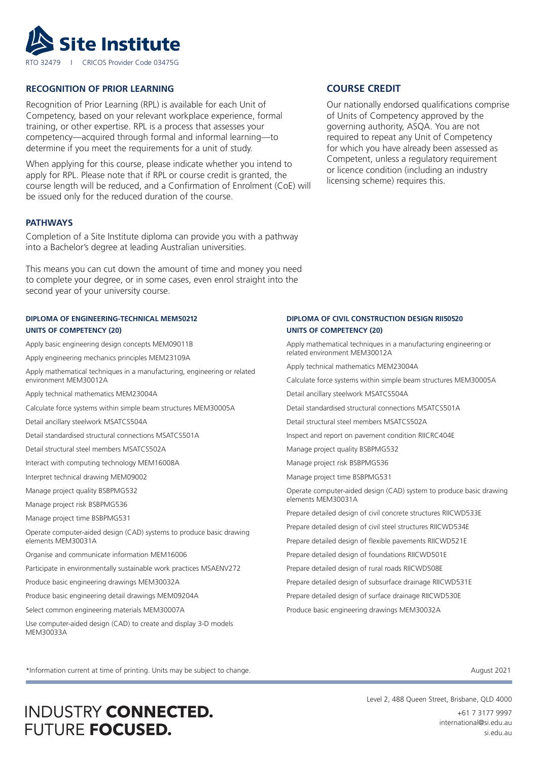# Site Institute

RTO 32479 | CRICOS Provider Code 03475G

## RECOGNITION OF PRIOR LEARNING

Recognition of Prior Learning (RPL) is available for each Unit of Competency, based on your relevant workplace experience, formal training, or other expertise. RPL is a process that assesses your competency—acquired through formal and informal learning—to determine if you meet the requirements for a unit of study.

When applying for this course, please indicate whether you intend to apply for RPL. Please note that if RPL or course credit is granted, the course length will be reduced, and a Confirmation of Enrolment (CoE) will be issued only for the reduced duration of the course.

## PATHWAYS

Completion of a Site Institute diploma can provide you with a pathway into a Bachelor's degree at leading Australian universities.

This means you can cut down the amount of time and money you need to complete your degree, or in some cases, even enrol straight into the second year of your university course.

## COURSE CREDIT

Our nationally endorsed qualifications comprise of Units of Competency approved by the governing authority, ASQA. You are not required to repeat any Unit of Competency for which you have already been assessed as Competent, unless a regulatory requirement or licence condition (including an industry licensing scheme) requires this.

### DIPLOMA OF ENGINEERING-TECHNICAL MEM50212
### UNITS OF COMPETENCY (20)

- Apply basic engineering design concepts MEM09011B
- Apply engineering mechanics principles MEM23109A
- Apply mathematical techniques in a manufacturing, engineering or related environment MEM30012A
- Apply technical mathematics MEM23004A
- Calculate force systems within simple beam structures MEM30005A
- Detail ancillary steelwork MSATCS504A
- Detail standardised structural connections MSATCS501A
- Detail structural steel members MSATCS502A
- Interact with computing technology MEM16008A
- Interpret technical drawing MEM09002
- Manage project quality BSBPMG532
- Manage project risk BSBPMG536
- Manage project time BSBPMG531
- Operate computer-aided design (CAD) systems to produce basic drawing elements MEM30031A
- Organise and communicate information MEM16006
- Participate in environmentally sustainable work practices MSAENV272
- Produce basic engineering drawings MEM30032A
- Produce basic engineering detail drawings MEM09204A
- Select common engineering materials MEM30007A
- Use computer-aided design (CAD) to create and display 3-D models MEM30033A

### DIPLOMA OF CIVIL CONSTRUCTION DESIGN RII50520
### UNITS OF COMPETENCY (20)

- Apply mathematical techniques in a manufacturing engineering or related environment MEM30012A
- Apply technical mathematics MEM23004A
- Calculate force systems within simple beam structures MEM30005A
- Detail ancillary steelwork MSATCS504A
- Detail standardised structural connections MSATCS501A
- Detail structural steel members MSATCS502A
- Inspect and report on pavement condition RIICRC404E
- Manage project quality BSBPMG532
- Manage project risk BSBPMG536
- Manage project time BSBPMG531
- Operate computer-aided design (CAD) system to produce basic drawing elements MEM30031A
- Prepare detailed design of civil concrete structures RIICWD533E
- Prepare detailed design of civil steel structures RIICWD534E
- Prepare detailed design of flexible pavements RIICWD521E
- Prepare detailed design of foundations RIICWD501E
- Prepare detailed design of rural roads RIICWD508E
- Prepare detailed design of subsurface drainage RIICWD531E
- Prepare detailed design of surface drainage RIICWD530E
- Produce basic engineering drawings MEM30032A

*Information current at time of printing. Units may be subject to change.

August 2021

INDUSTRY **CONNECTED.**
FUTURE **FOCUSED.**

Level 2, 488 Queen Street, Brisbane, QLD 4000

+61 7 3177 9997
international@si.edu.au
si.edu.au